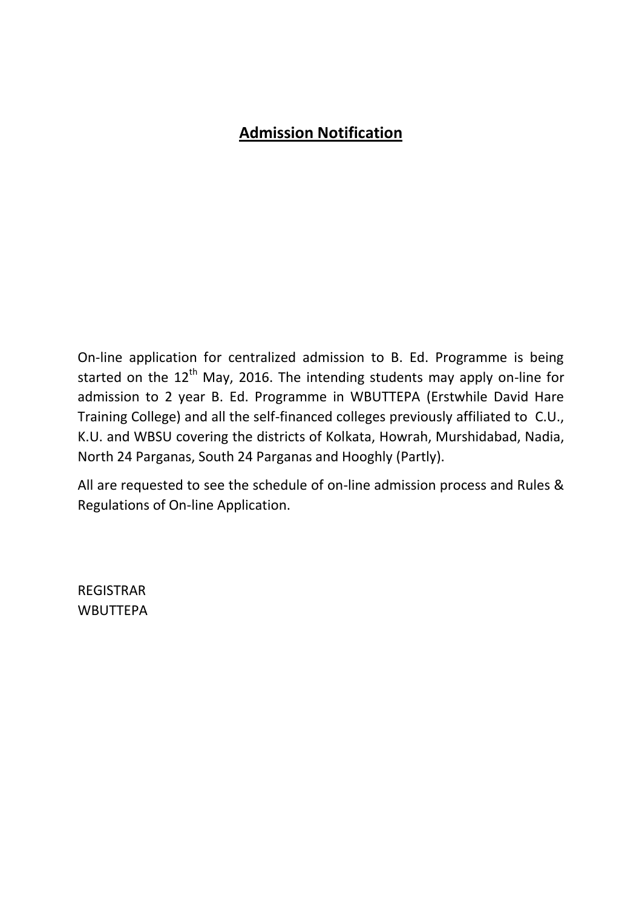# **Admission Notification**

On-line application for centralized admission to B. Ed. Programme is being started on the 12th May, 2016. The intending students may apply on-line for admission to 2 year B. Ed. Programme in WBUTTEPA (Erstwhile David Hare Training College) and all the self-financed colleges previously affiliated to C.U., K.U. and WBSU covering the districts of Kolkata, Howrah, Murshidabad, Nadia, North 24 Parganas, South 24 Parganas and Hooghly (Partly).

All are requested to see the schedule of on-line admission process and Rules & Regulations of On-line Application.

REGISTRAR
WBUTTEPA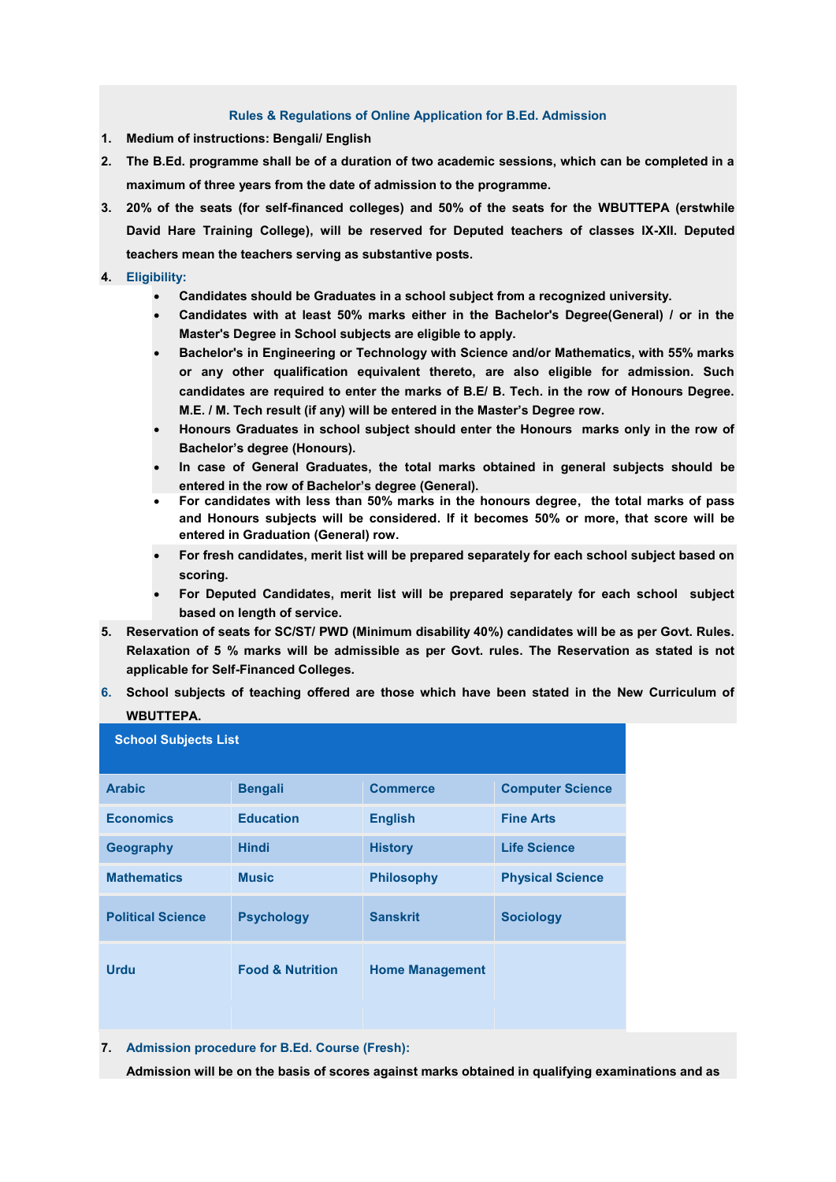### Rules & Regulations of Online Application for B.Ed. Admission

1. **Medium of instructions: Bengali/ English**
2. **The B.Ed. programme shall be of a duration of two academic sessions, which can be completed in a maximum of three years from the date of admission to the programme.**
3. **20% of the seats (for self-financed colleges) and 50% of the seats for the WBUTTEPA (erstwhile David Hare Training College), will be reserved for Deputed teachers of classes IX-XII. Deputed teachers mean the teachers serving as substantive posts.**
4. **Eligibility:**
   - **Candidates should be Graduates in a school subject from a recognized university.**
   - **Candidates with at least 50% marks either in the Bachelor's Degree(General) / or in the Master's Degree in School subjects are eligible to apply.**
   - **Bachelor's in Engineering or Technology with Science and/or Mathematics, with 55% marks or any other qualification equivalent thereto, are also eligible for admission. Such candidates are required to enter the marks of B.E/ B. Tech. in the row of Honours Degree. M.E. / M. Tech result (if any) will be entered in the Master's Degree row.**
   - **Honours Graduates in school subject should enter the Honours marks only in the row of Bachelor's degree (Honours).**
   - **In case of General Graduates, the total marks obtained in general subjects should be entered in the row of Bachelor's degree (General).**
   - **For candidates with less than 50% marks in the honours degree, the total marks of pass and Honours subjects will be considered. If it becomes 50% or more, that score will be entered in Graduation (General) row.**
   - **For fresh candidates, merit list will be prepared separately for each school subject based on scoring.**
   - **For Deputed Candidates, merit list will be prepared separately for each school subject based on length of service.**
5. **Reservation of seats for SC/ST/ PWD (Minimum disability 40%) candidates will be as per Govt. Rules. Relaxation of 5 % marks will be admissible as per Govt. rules. The Reservation as stated is not applicable for Self-Financed Colleges.**
6. **School subjects of teaching offered are those which have been stated in the New Curriculum of WBUTTEPA.**

| School Subjects List | | | |
|---|---|---|---|
| Arabic | Bengali | Commerce | Computer Science |
| Economics | Education | English | Fine Arts |
| Geography | Hindi | History | Life Science |
| Mathematics | Music | Philosophy | Physical Science |
| Political Science | Psychology | Sanskrit | Sociology |
| Urdu | Food & Nutrition | Home Management | |

7. **Admission procedure for B.Ed. Course (Fresh):**

   **Admission will be on the basis of scores against marks obtained in qualifying examinations and as**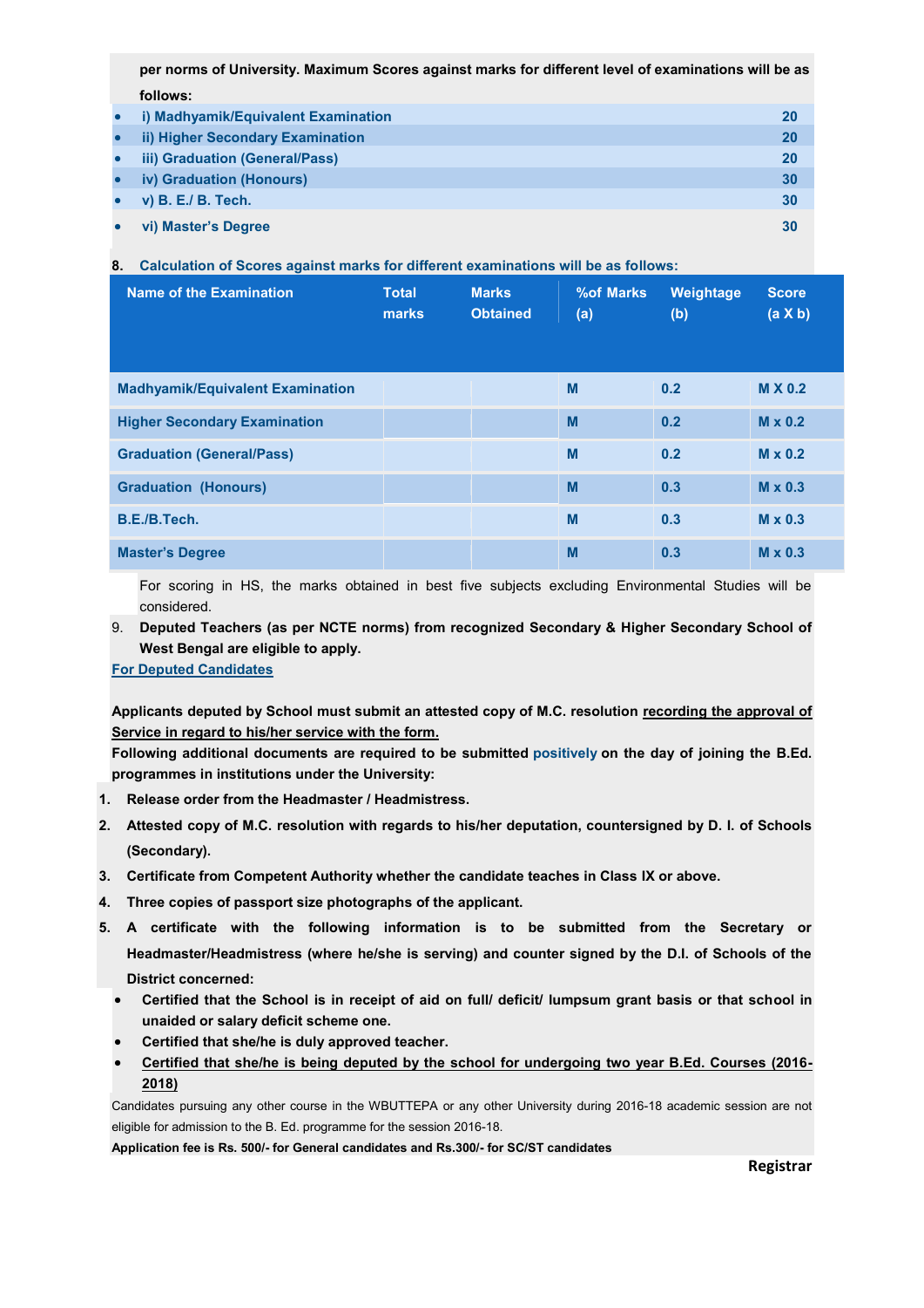**per norms of University. Maximum Scores against marks for different level of examinations will be as follows:**

- **i) Madhyamik/Equivalent Examination** — **20**
- **ii) Higher Secondary Examination** — **20**
- **iii) Graduation (General/Pass)** — **20**
- **iv) Graduation (Honours)** — **30**
- **v) B. E./ B. Tech.** — **30**
- **vi) Master's Degree** — **30**

**8. Calculation of Scores against marks for different examinations will be as follows:**

| Name of the Examination | Total marks | Marks Obtained | %of Marks (a) | Weightage (b) | Score (a X b) |
|---|---|---|---|---|---|
| Madhyamik/Equivalent Examination | | | M | 0.2 | M X 0.2 |
| Higher Secondary Examination | | | M | 0.2 | M x 0.2 |
| Graduation (General/Pass) | | | M | 0.2 | M x 0.2 |
| Graduation (Honours) | | | M | 0.3 | M x 0.3 |
| B.E./B.Tech. | | | M | 0.3 | M x 0.3 |
| Master's Degree | | | M | 0.3 | M x 0.3 |

For scoring in HS, the marks obtained in best five subjects excluding Environmental Studies will be considered.

9. **Deputed Teachers (as per NCTE norms) from recognized Secondary & Higher Secondary School of West Bengal are eligible to apply.**

**For Deputed Candidates**

**Applicants deputed by School must submit an attested copy of M.C. resolution recording the approval of Service in regard to his/her service with the form.**

**Following additional documents are required to be submitted positively on the day of joining the B.Ed. programmes in institutions under the University:**

1. **Release order from the Headmaster / Headmistress.**
2. **Attested copy of M.C. resolution with regards to his/her deputation, countersigned by D. I. of Schools (Secondary).**
3. **Certificate from Competent Authority whether the candidate teaches in Class IX or above.**
4. **Three copies of passport size photographs of the applicant.**
5. **A certificate with the following information is to be submitted from the Secretary or Headmaster/Headmistress (where he/she is serving) and counter signed by the D.I. of Schools of the District concerned:**
   - **Certified that the School is in receipt of aid on full/ deficit/ lumpsum grant basis or that school in unaided or salary deficit scheme one.**
   - **Certified that she/he is duly approved teacher.**
   - **Certified that she/he is being deputed by the school for undergoing two year B.Ed. Courses (2016-2018)**

Candidates pursuing any other course in the WBUTTEPA or any other University during 2016-18 academic session are not eligible for admission to the B. Ed. programme for the session 2016-18.

**Application fee is Rs. 500/- for General candidates and Rs.300/- for SC/ST candidates**

**Registrar**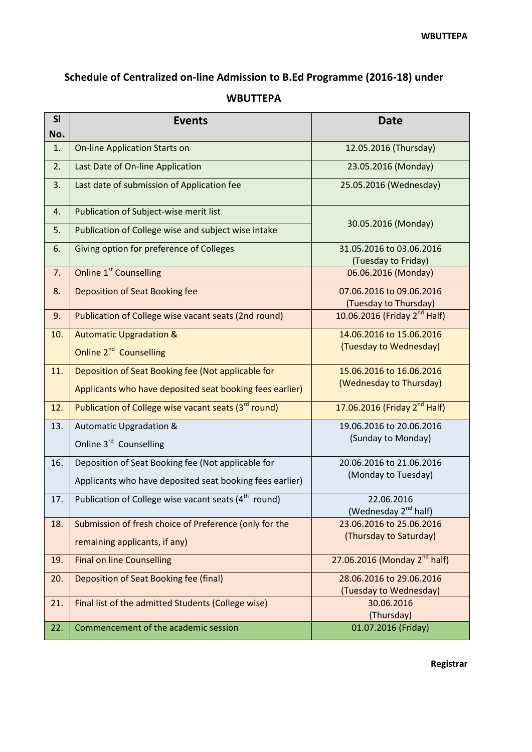# Schedule of Centralized on-line Admission to B.Ed Programme (2016-18) under WBUTTEPA

| Sl No. | Events | Date |
|---|---|---|
| 1. | On-line Application Starts on | 12.05.2016 (Thursday) |
| 2. | Last Date of On-line Application | 23.05.2016 (Monday) |
| 3. | Last date of submission of Application fee | 25.05.2016 (Wednesday) |
| 4. | Publication of Subject-wise merit list | 30.05.2016 (Monday) |
| 5. | Publication of College wise and subject wise intake | 30.05.2016 (Monday) |
| 6. | Giving option for preference of Colleges | 31.05.2016 to 03.06.2016 (Tuesday to Friday) |
| 7. | Online 1st Counselling | 06.06.2016 (Monday) |
| 8. | Deposition of Seat Booking fee | 07.06.2016 to 09.06.2016 (Tuesday to Thursday) |
| 9. | Publication of College wise vacant seats (2nd round) | 10.06.2016 (Friday 2nd Half) |
| 10. | Automatic Upgradation & Online 2nd Counselling | 14.06.2016 to 15.06.2016 (Tuesday to Wednesday) |
| 11. | Deposition of Seat Booking fee (Not applicable for Applicants who have deposited seat booking fees earlier) | 15.06.2016 to 16.06.2016 (Wednesday to Thursday) |
| 12. | Publication of College wise vacant seats (3rd round) | 17.06.2016 (Friday 2nd Half) |
| 13. | Automatic Upgradation & Online 3rd Counselling | 19.06.2016 to 20.06.2016 (Sunday to Monday) |
| 16. | Deposition of Seat Booking fee (Not applicable for Applicants who have deposited seat booking fees earlier) | 20.06.2016 to 21.06.2016 (Monday to Tuesday) |
| 17. | Publication of College wise vacant seats (4th round) | 22.06.2016 (Wednesday 2nd half) |
| 18. | Submission of fresh choice of Preference (only for the remaining applicants, if any) | 23.06.2016 to 25.06.2016 (Thursday to Saturday) |
| 19. | Final on line Counselling | 27.06.2016 (Monday 2nd half) |
| 20. | Deposition of Seat Booking fee (final) | 28.06.2016 to 29.06.2016 (Tuesday to Wednesday) |
| 21. | Final list of the admitted Students (College wise) | 30.06.2016 (Thursday) |
| 22. | Commencement of the academic session | 01.07.2016 (Friday) |

**Registrar**